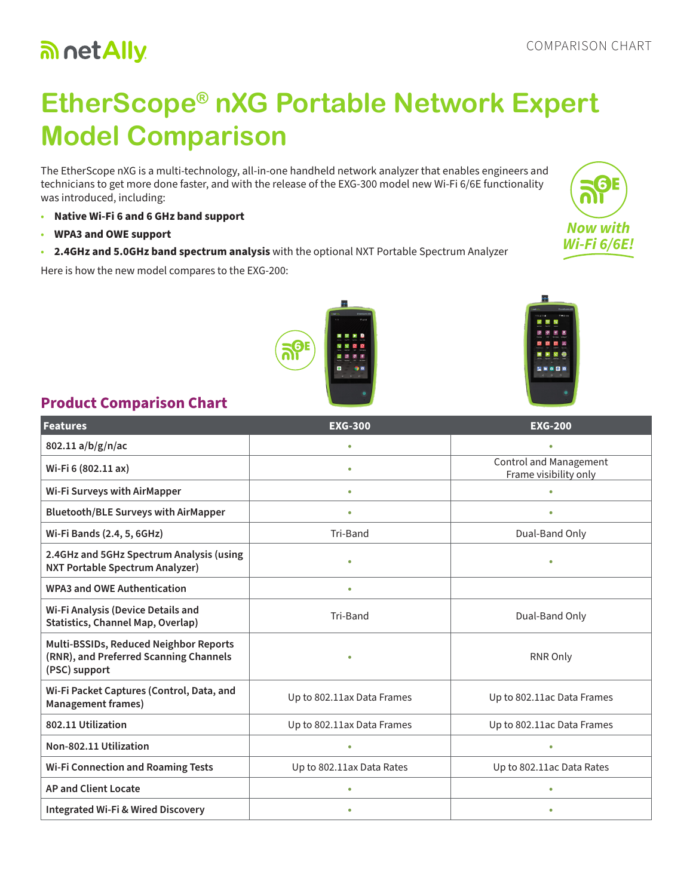# EtherScope® nXG Portable Network Expert Model Comparison

The EtherScope nXG is a multi-technology, all-in-one handheld network analyzer that enables engineers and technicians to get more done faster, and with the release of the EXG-300 model new Wi-Fi 6/6E functionality was introduced, including:

- **Native Wi-Fi 6 and 6 GHz band support**
- **WPA3 and OWE support**
- **2.4GHz and 5.0GHz band spectrum analysis** with the optional NXT Portable Spectrum Analyzer

Here is how the new model compares to the EXG-200:

*Now with Wi-Fi 6/6E!*

## Product Comparison Chart

| Features | EXG-300 | EXG-200 |
|---|---|---|
| 802.11 a/b/g/n/ac | • | • |
| Wi-Fi 6 (802.11 ax) | • | Control and Management Frame visibility only |
| Wi-Fi Surveys with AirMapper | • | • |
| Bluetooth/BLE Surveys with AirMapper | • | • |
| Wi-Fi Bands (2.4, 5, 6GHz) | Tri-Band | Dual-Band Only |
| 2.4GHz and 5GHz Spectrum Analysis (using NXT Portable Spectrum Analyzer) | • | • |
| WPA3 and OWE Authentication | • | |
| Wi-Fi Analysis (Device Details and Statistics, Channel Map, Overlap) | Tri-Band | Dual-Band Only |
| Multi-BSSIDs, Reduced Neighbor Reports (RNR), and Preferred Scanning Channels (PSC) support | • | RNR Only |
| Wi-Fi Packet Captures (Control, Data, and Management frames) | Up to 802.11ax Data Frames | Up to 802.11ac Data Frames |
| 802.11 Utilization | Up to 802.11ax Data Frames | Up to 802.11ac Data Frames |
| Non-802.11 Utilization | • | • |
| Wi-Fi Connection and Roaming Tests | Up to 802.11ax Data Rates | Up to 802.11ac Data Rates |
| AP and Client Locate | • | • |
| Integrated Wi-Fi & Wired Discovery | • | • |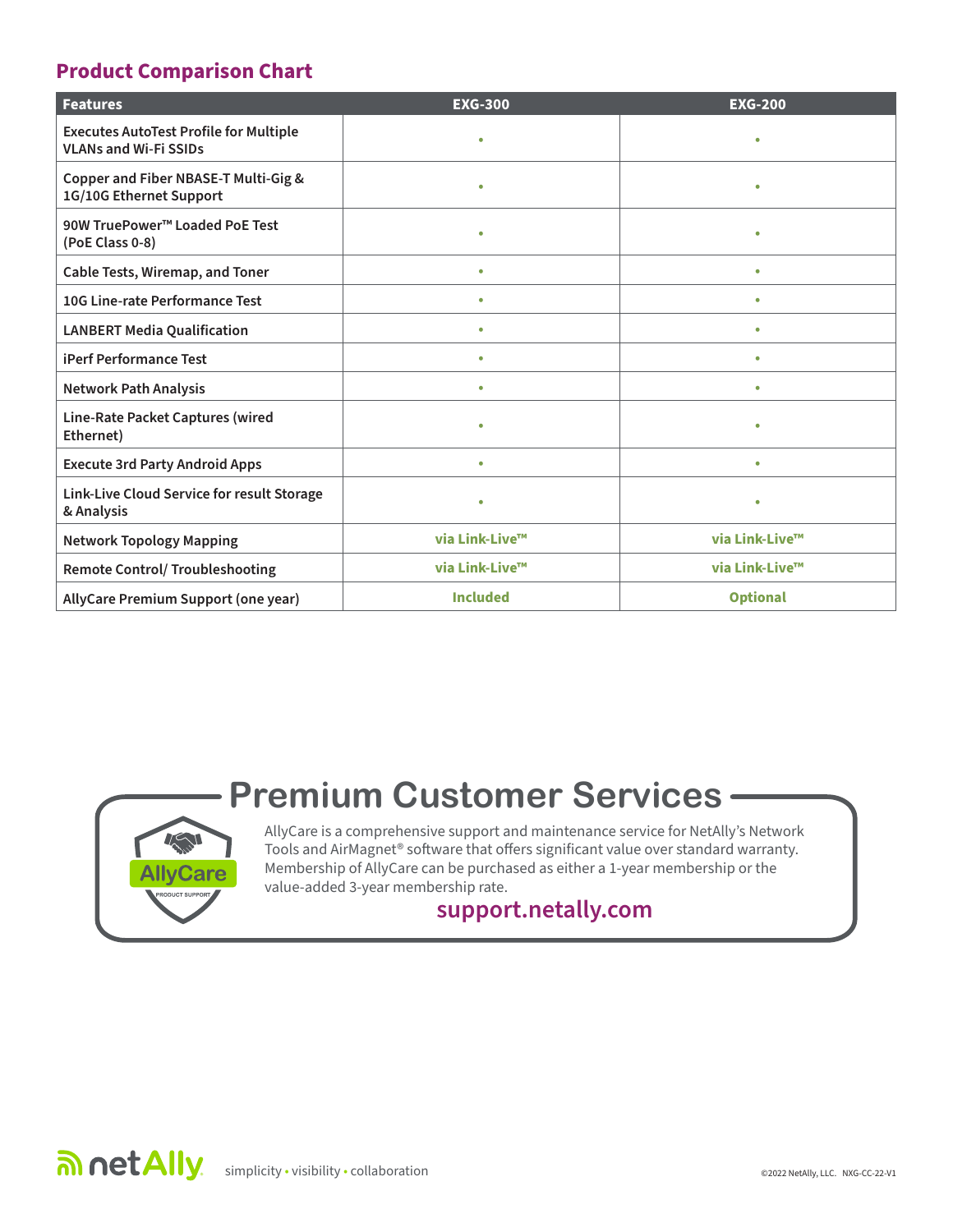## Product Comparison Chart

| Features | EXG-300 | EXG-200 |
|---|---|---|
| Executes AutoTest Profile for Multiple VLANs and Wi-Fi SSIDs | • | • |
| Copper and Fiber NBASE-T Multi-Gig & 1G/10G Ethernet Support | • | • |
| 90W TruePower™ Loaded PoE Test (PoE Class 0-8) | • | • |
| Cable Tests, Wiremap, and Toner | • | • |
| 10G Line-rate Performance Test | • | • |
| LANBERT Media Qualification | • | • |
| iPerf Performance Test | • | • |
| Network Path Analysis | • | • |
| Line-Rate Packet Captures (wired Ethernet) | • | • |
| Execute 3rd Party Android Apps | • | • |
| Link-Live Cloud Service for result Storage & Analysis | • | • |
| Network Topology Mapping | via Link-Live™ | via Link-Live™ |
| Remote Control/ Troubleshooting | via Link-Live™ | via Link-Live™ |
| AllyCare Premium Support (one year) | Included | Optional |

## Premium Customer Services

AllyCare PRODUCT SUPPORT

AllyCare is a comprehensive support and maintenance service for NetAlly's Network Tools and AirMagnet® software that offers significant value over standard warranty. Membership of AllyCare can be purchased as either a 1-year membership or the value-added 3-year membership rate.

**support.netally.com**

netAlly simplicity • visibility • collaboration

©2022 NetAlly, LLC. NXG-CC-22-V1